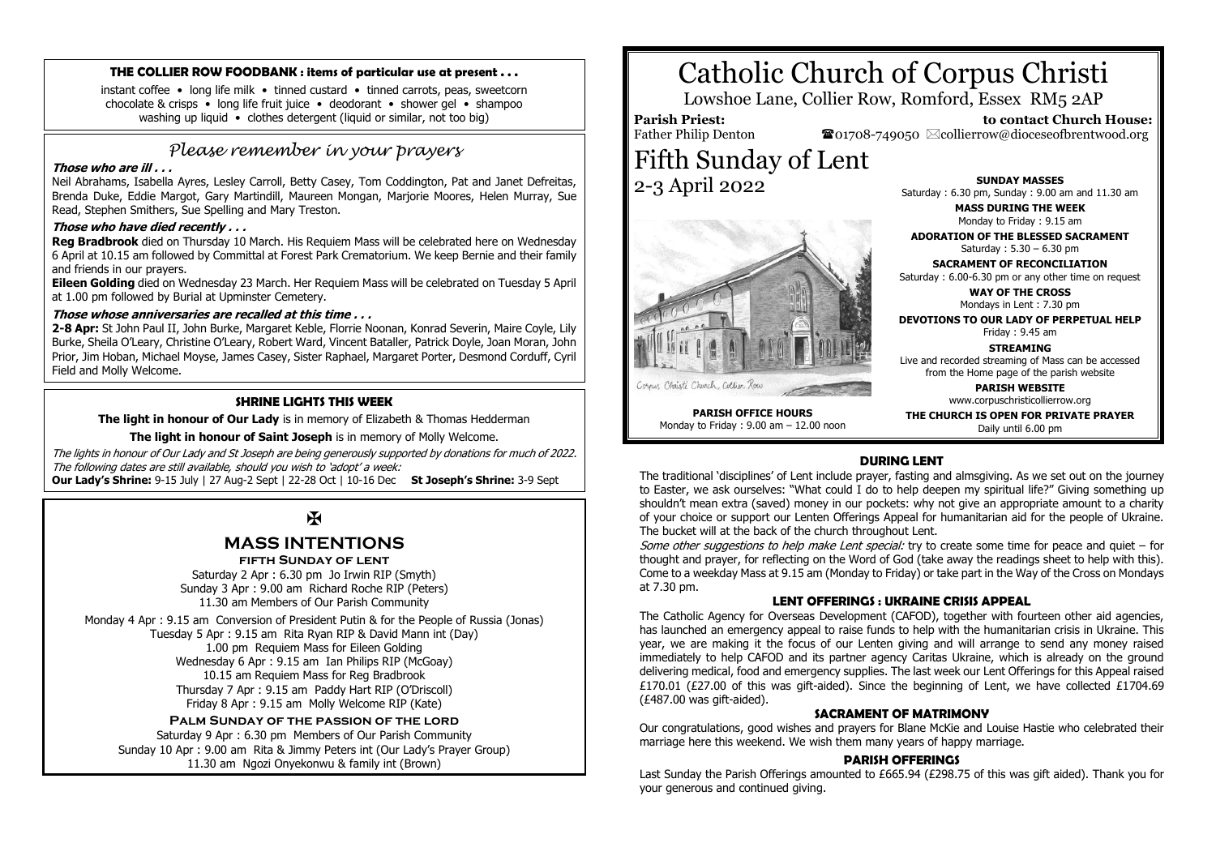# Catholic Church of Corpus Christi

Lowshoe Lane, Collier Row, Romford, Essex RM5 2AP

**Parish Priest:** Father Philip Denton

**to contact Church House:** ☎01708-749050 ✉collierrow@dioceseofbrentwood.org

# Fifth Sunday of Lent

2-3 April 2022

Corpus Christi Church, Collier Row

**PARISH OFFICE HOURS**
Monday to Friday : 9.00 am – 12.00 noon

**SUNDAY MASSES**
Saturday : 6.30 pm, Sunday : 9.00 am and 11.30 am

**MASS DURING THE WEEK**
Monday to Friday : 9.15 am

**ADORATION OF THE BLESSED SACRAMENT**
Saturday : 5.30 – 6.30 pm

**SACRAMENT OF RECONCILIATION**
Saturday : 6.00-6.30 pm or any other time on request

**WAY OF THE CROSS**
Mondays in Lent : 7.30 pm

**DEVOTIONS TO OUR LADY OF PERPETUAL HELP**
Friday : 9.45 am

**STREAMING**
Live and recorded streaming of Mass can be accessed from the Home page of the parish website

**PARISH WEBSITE**
www.corpuschristicollierrow.org

**THE CHURCH IS OPEN FOR PRIVATE PRAYER**
Daily until 6.00 pm

### THE COLLIER ROW FOODBANK : items of particular use at present . . .

instant coffee • long life milk • tinned custard • tinned carrots, peas, sweetcorn
chocolate & crisps • long life fruit juice • deodorant • shower gel • shampoo
washing up liquid • clothes detergent (liquid or similar, not too big)

## *Please remember in your prayers*

***Those who are ill . . .***

Neil Abrahams, Isabella Ayres, Lesley Carroll, Betty Casey, Tom Coddington, Pat and Janet Defreitas, Brenda Duke, Eddie Margot, Gary Martindill, Maureen Mongan, Marjorie Moores, Helen Murray, Sue Read, Stephen Smithers, Sue Spelling and Mary Treston.

***Those who have died recently . . .***

**Reg Bradbrook** died on Thursday 10 March. His Requiem Mass will be celebrated here on Wednesday 6 April at 10.15 am followed by Committal at Forest Park Crematorium. We keep Bernie and their family and friends in our prayers.

**Eileen Golding** died on Wednesday 23 March. Her Requiem Mass will be celebrated on Tuesday 5 April at 1.00 pm followed by Burial at Upminster Cemetery.

***Those whose anniversaries are recalled at this time . . .***

**2-8 Apr:** St John Paul II, John Burke, Margaret Keble, Florrie Noonan, Konrad Severin, Maire Coyle, Lily Burke, Sheila O'Leary, Christine O'Leary, Robert Ward, Vincent Bataller, Patrick Doyle, Joan Moran, John Prior, Jim Hoban, Michael Moyse, James Casey, Sister Raphael, Margaret Porter, Desmond Corduff, Cyril Field and Molly Welcome.

### SHRINE LIGHTS THIS WEEK

**The light in honour of Our Lady** is in memory of Elizabeth & Thomas Hedderman

**The light in honour of Saint Joseph** is in memory of Molly Welcome.

*The lights in honour of Our Lady and St Joseph are being generously supported by donations for much of 2022. The following dates are still available, should you wish to 'adopt' a week:*

**Our Lady's Shrine:** 9-15 July | 27 Aug-2 Sept | 22-28 Oct | 10-16 Dec **St Joseph's Shrine:** 3-9 Sept

✠

## MASS INTENTIONS

**FIFTH SUNDAY OF LENT**

Saturday 2 Apr : 6.30 pm Jo Irwin RIP (Smyth)
Sunday 3 Apr : 9.00 am Richard Roche RIP (Peters)
11.30 am Members of Our Parish Community

Monday 4 Apr : 9.15 am Conversion of President Putin & for the People of Russia (Jonas)
Tuesday 5 Apr : 9.15 am Rita Ryan RIP & David Mann int (Day)
1.00 pm Requiem Mass for Eileen Golding
Wednesday 6 Apr : 9.15 am Ian Philips RIP (McGoay)
10.15 am Requiem Mass for Reg Bradbrook
Thursday 7 Apr : 9.15 am Paddy Hart RIP (O'Driscoll)
Friday 8 Apr : 9.15 am Molly Welcome RIP (Kate)

**PALM SUNDAY OF THE PASSION OF THE LORD**

Saturday 9 Apr : 6.30 pm Members of Our Parish Community
Sunday 10 Apr : 9.00 am Rita & Jimmy Peters int (Our Lady's Prayer Group)
11.30 am Ngozi Onyekonwu & family int (Brown)

### DURING LENT

The traditional 'disciplines' of Lent include prayer, fasting and almsgiving. As we set out on the journey to Easter, we ask ourselves: "What could I do to help deepen my spiritual life?" Giving something up shouldn't mean extra (saved) money in our pockets: why not give an appropriate amount to a charity of your choice or support our Lenten Offerings Appeal for humanitarian aid for the people of Ukraine. The bucket will at the back of the church throughout Lent.

*Some other suggestions to help make Lent special:* try to create some time for peace and quiet – for thought and prayer, for reflecting on the Word of God (take away the readings sheet to help with this). Come to a weekday Mass at 9.15 am (Monday to Friday) or take part in the Way of the Cross on Mondays at 7.30 pm.

### LENT OFFERINGS : UKRAINE CRISIS APPEAL

The Catholic Agency for Overseas Development (CAFOD), together with fourteen other aid agencies, has launched an emergency appeal to raise funds to help with the humanitarian crisis in Ukraine. This year, we are making it the focus of our Lenten giving and will arrange to send any money raised immediately to help CAFOD and its partner agency Caritas Ukraine, which is already on the ground delivering medical, food and emergency supplies. The last week our Lent Offerings for this Appeal raised £170.01 (£27.00 of this was gift-aided). Since the beginning of Lent, we have collected £1704.69 (£487.00 was gift-aided).

### SACRAMENT OF MATRIMONY

Our congratulations, good wishes and prayers for Blane McKie and Louise Hastie who celebrated their marriage here this weekend. We wish them many years of happy marriage.

### PARISH OFFERINGS

Last Sunday the Parish Offerings amounted to £665.94 (£298.75 of this was gift aided). Thank you for your generous and continued giving.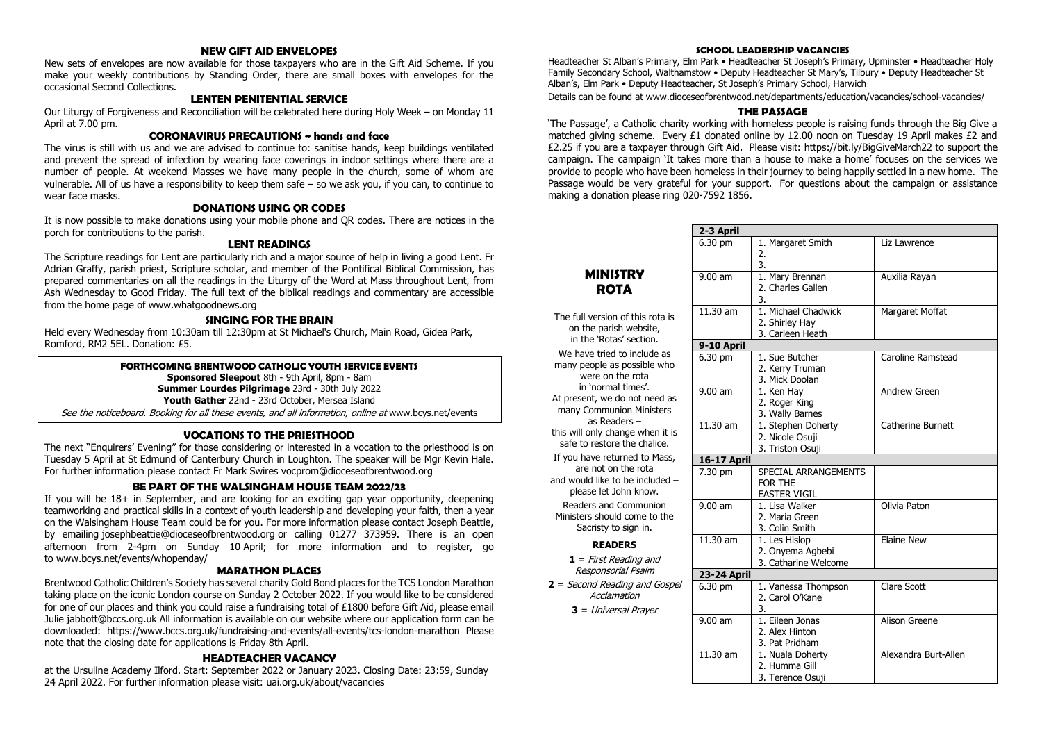## NEW GIFT AID ENVELOPES

New sets of envelopes are now available for those taxpayers who are in the Gift Aid Scheme. If you make your weekly contributions by Standing Order, there are small boxes with envelopes for the occasional Second Collections.

## LENTEN PENITENTIAL SERVICE

Our Liturgy of Forgiveness and Reconciliation will be celebrated here during Holy Week – on Monday 11 April at 7.00 pm.

## CORONAVIRUS PRECAUTIONS ~ hands and face

The virus is still with us and we are advised to continue to: sanitise hands, keep buildings ventilated and prevent the spread of infection by wearing face coverings in indoor settings where there are a number of people. At weekend Masses we have many people in the church, some of whom are vulnerable. All of us have a responsibility to keep them safe – so we ask you, if you can, to continue to wear face masks.

## DONATIONS USING QR CODES

It is now possible to make donations using your mobile phone and QR codes. There are notices in the porch for contributions to the parish.

## LENT READINGS

The Scripture readings for Lent are particularly rich and a major source of help in living a good Lent. Fr Adrian Graffy, parish priest, Scripture scholar, and member of the Pontifical Biblical Commission, has prepared commentaries on all the readings in the Liturgy of the Word at Mass throughout Lent, from Ash Wednesday to Good Friday. The full text of the biblical readings and commentary are accessible from the home page of www.whatgoodnews.org

## SINGING FOR THE BRAIN

Held every Wednesday from 10:30am till 12:30pm at St Michael's Church, Main Road, Gidea Park, Romford, RM2 5EL. Donation: £5.

## FORTHCOMING BRENTWOOD CATHOLIC YOUTH SERVICE EVENTS

**Sponsored Sleepout** 8th - 9th April, 8pm - 8am
**Summer Lourdes Pilgrimage** 23rd - 30th July 2022
**Youth Gather** 22nd - 23rd October, Mersea Island

*See the noticeboard. Booking for all these events, and all information, online at* www.bcys.net/events

## VOCATIONS TO THE PRIESTHOOD

The next "Enquirers' Evening" for those considering or interested in a vocation to the priesthood is on Tuesday 5 April at St Edmund of Canterbury Church in Loughton. The speaker will be Mgr Kevin Hale. For further information please contact Fr Mark Swires vocprom@dioceseofbrentwood.org

## BE PART OF THE WALSINGHAM HOUSE TEAM 2022/23

If you will be 18+ in September, and are looking for an exciting gap year opportunity, deepening teamworking and practical skills in a context of youth leadership and developing your faith, then a year on the Walsingham House Team could be for you. For more information please contact Joseph Beattie, by emailing josephbeattie@dioceseofbrentwood.org or calling 01277 373959. There is an open afternoon from 2-4pm on Sunday 10 April; for more information and to register, go to www.bcys.net/events/whopenday/

## MARATHON PLACES

Brentwood Catholic Children's Society has several charity Gold Bond places for the TCS London Marathon taking place on the iconic London course on Sunday 2 October 2022. If you would like to be considered for one of our places and think you could raise a fundraising total of £1800 before Gift Aid, please email Julie jabbott@bccs.org.uk All information is available on our website where our application form can be downloaded: https://www.bccs.org.uk/fundraising-and-events/all-events/tcs-london-marathon Please note that the closing date for applications is Friday 8th April.

## HEADTEACHER VACANCY

at the Ursuline Academy Ilford. Start: September 2022 or January 2023. Closing Date: 23:59, Sunday 24 April 2022. For further information please visit: uai.org.uk/about/vacancies

## SCHOOL LEADERSHIP VACANCIES

Headteacher St Alban's Primary, Elm Park • Headteacher St Joseph's Primary, Upminster • Headteacher Holy Family Secondary School, Walthamstow • Deputy Headteacher St Mary's, Tilbury • Deputy Headteacher St Alban's, Elm Park • Deputy Headteacher, St Joseph's Primary School, Harwich

Details can be found at www.dioceseofbrentwood.net/departments/education/vacancies/school-vacancies/

## THE PASSAGE

'The Passage', a Catholic charity working with homeless people is raising funds through the Big Give a matched giving scheme. Every £1 donated online by 12.00 noon on Tuesday 19 April makes £2 and £2.25 if you are a taxpayer through Gift Aid. Please visit: https://bit.ly/BigGiveMarch22 to support the campaign. The campaign 'It takes more than a house to make a home' focuses on the services we provide to people who have been homeless in their journey to being happily settled in a new home. The Passage would be very grateful for your support. For questions about the campaign or assistance making a donation please ring 020-7592 1856.

## MINISTRY ROTA

The full version of this rota is on the parish website, in the 'Rotas' section.

We have tried to include as many people as possible who were on the rota in 'normal times'.

At present, we do not need as many Communion Ministers as Readers – this will only change when it is safe to restore the chalice.

If you have returned to Mass, are not on the rota and would like to be included – please let John know.

Readers and Communion Ministers should come to the Sacristy to sign in.

### READERS

**1** = *First Reading and Responsorial Psalm*

**2** = *Second Reading and Gospel Acclamation*

**3** = *Universal Prayer*

| | | |
|---|---|---|
| **2-3 April** | | |
| 6.30 pm | 1. Margaret Smith<br>2.<br>3. | Liz Lawrence |
| 9.00 am | 1. Mary Brennan<br>2. Charles Gallen<br>3. | Auxilia Rayan |
| 11.30 am | 1. Michael Chadwick<br>2. Shirley Hay<br>3. Carleen Heath | Margaret Moffat |
| **9-10 April** | | |
| 6.30 pm | 1. Sue Butcher<br>2. Kerry Truman<br>3. Mick Doolan | Caroline Ramstead |
| 9.00 am | 1. Ken Hay<br>2. Roger King<br>3. Wally Barnes | Andrew Green |
| 11.30 am | 1. Stephen Doherty<br>2. Nicole Osuji<br>3. Triston Osuji | Catherine Burnett |
| **16-17 April** | | |
| 7.30 pm | SPECIAL ARRANGEMENTS FOR THE EASTER VIGIL | |
| 9.00 am | 1. Lisa Walker<br>2. Maria Green<br>3. Colin Smith | Olivia Paton |
| 11.30 am | 1. Les Hislop<br>2. Onyema Agbebi<br>3. Catharine Welcome | Elaine New |
| **23-24 April** | | |
| 6.30 pm | 1. Vanessa Thompson<br>2. Carol O'Kane<br>3. | Clare Scott |
| 9.00 am | 1. Eileen Jonas<br>2. Alex Hinton<br>3. Pat Pridham | Alison Greene |
| 11.30 am | 1. Nuala Doherty<br>2. Humma Gill<br>3. Terence Osuji | Alexandra Burt-Allen |